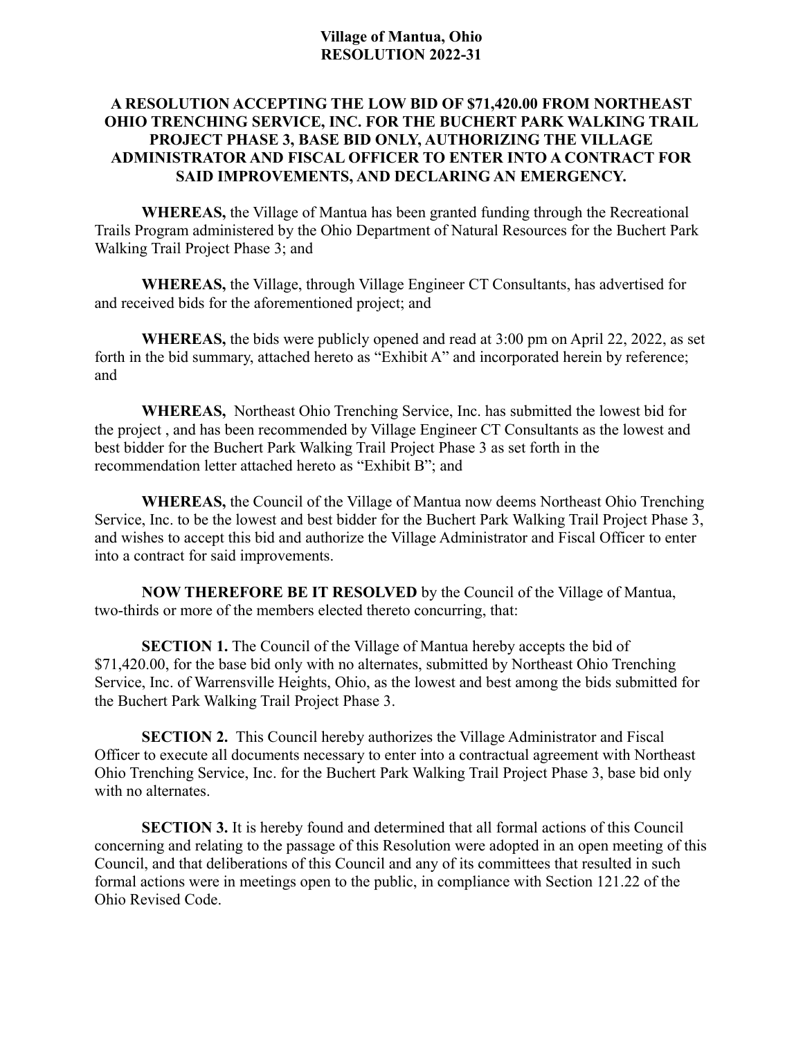# Village of Mantua, Ohio
# RESOLUTION 2022-31

## A RESOLUTION ACCEPTING THE LOW BID OF $71,420.00 FROM NORTHEAST OHIO TRENCHING SERVICE, INC. FOR THE BUCHERT PARK WALKING TRAIL PROJECT PHASE 3, BASE BID ONLY, AUTHORIZING THE VILLAGE ADMINISTRATOR AND FISCAL OFFICER TO ENTER INTO A CONTRACT FOR SAID IMPROVEMENTS, AND DECLARING AN EMERGENCY.

**WHEREAS,** the Village of Mantua has been granted funding through the Recreational Trails Program administered by the Ohio Department of Natural Resources for the Buchert Park Walking Trail Project Phase 3; and

**WHEREAS,** the Village, through Village Engineer CT Consultants, has advertised for and received bids for the aforementioned project; and

**WHEREAS,** the bids were publicly opened and read at 3:00 pm on April 22, 2022, as set forth in the bid summary, attached hereto as "Exhibit A" and incorporated herein by reference; and

**WHEREAS,** Northeast Ohio Trenching Service, Inc. has submitted the lowest bid for the project , and has been recommended by Village Engineer CT Consultants as the lowest and best bidder for the Buchert Park Walking Trail Project Phase 3 as set forth in the recommendation letter attached hereto as "Exhibit B"; and

**WHEREAS,** the Council of the Village of Mantua now deems Northeast Ohio Trenching Service, Inc. to be the lowest and best bidder for the Buchert Park Walking Trail Project Phase 3, and wishes to accept this bid and authorize the Village Administrator and Fiscal Officer to enter into a contract for said improvements.

**NOW THEREFORE BE IT RESOLVED** by the Council of the Village of Mantua, two-thirds or more of the members elected thereto concurring, that:

**SECTION 1.** The Council of the Village of Mantua hereby accepts the bid of $71,420.00, for the base bid only with no alternates, submitted by Northeast Ohio Trenching Service, Inc. of Warrensville Heights, Ohio, as the lowest and best among the bids submitted for the Buchert Park Walking Trail Project Phase 3.

**SECTION 2.** This Council hereby authorizes the Village Administrator and Fiscal Officer to execute all documents necessary to enter into a contractual agreement with Northeast Ohio Trenching Service, Inc. for the Buchert Park Walking Trail Project Phase 3, base bid only with no alternates.

**SECTION 3.** It is hereby found and determined that all formal actions of this Council concerning and relating to the passage of this Resolution were adopted in an open meeting of this Council, and that deliberations of this Council and any of its committees that resulted in such formal actions were in meetings open to the public, in compliance with Section 121.22 of the Ohio Revised Code.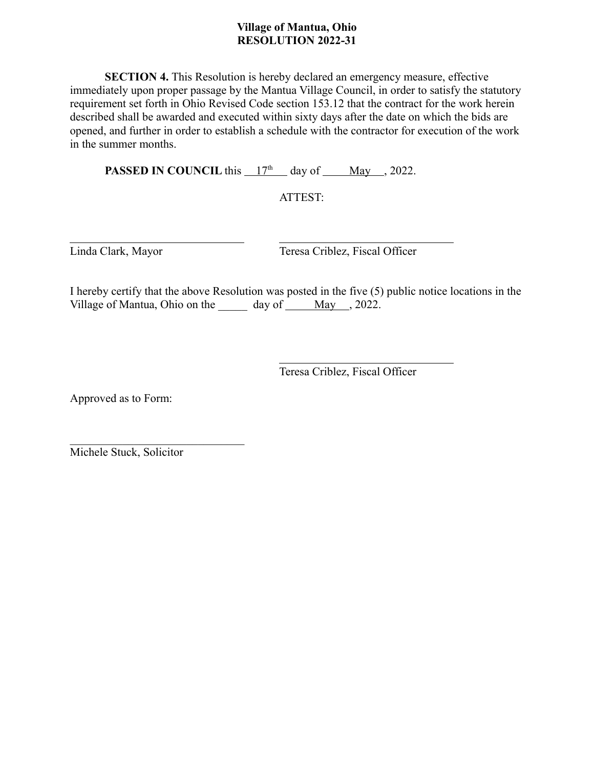**Village of Mantua, Ohio**
**RESOLUTION 2022-31**

**SECTION 4.** This Resolution is hereby declared an emergency measure, effective immediately upon proper passage by the Mantua Village Council, in order to satisfy the statutory requirement set forth in Ohio Revised Code section 153.12 that the contract for the work herein described shall be awarded and executed within sixty days after the date on which the bids are opened, and further in order to establish a schedule with the contractor for execution of the work in the summer months.

**PASSED IN COUNCIL** this 17th day of May, 2022.

ATTEST:

______________________________ ______________________________
Linda Clark, Mayor Teresa Criblez, Fiscal Officer

I hereby certify that the above Resolution was posted in the five (5) public notice locations in the Village of Mantua, Ohio on the _____ day of May, 2022.

______________________________
Teresa Criblez, Fiscal Officer

Approved as to Form:

______________________________
Michele Stuck, Solicitor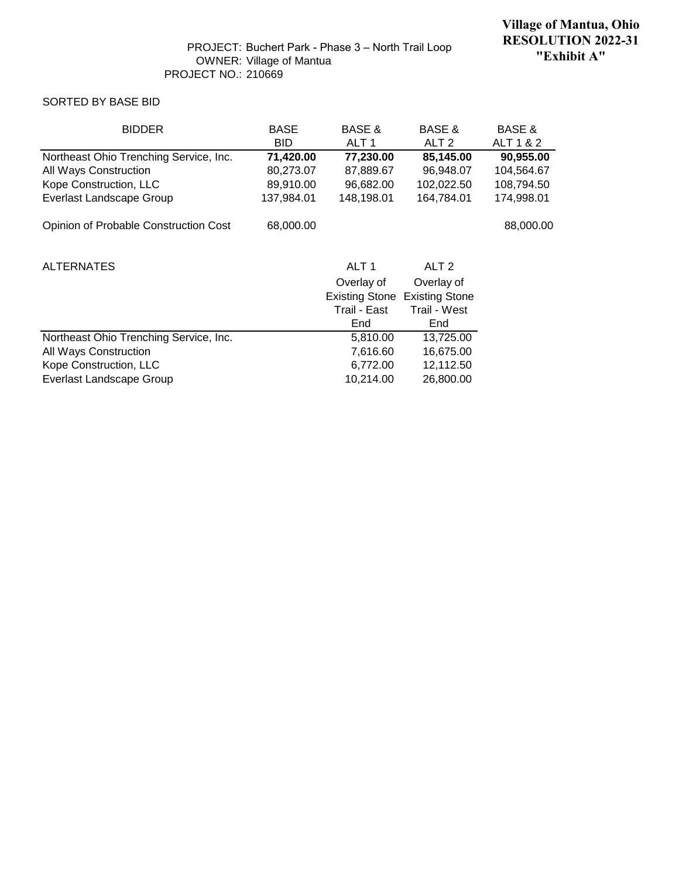**Village of Mantua, Ohio**
**RESOLUTION 2022-31**
**"Exhibit A"**

PROJECT: Buchert Park - Phase 3 – North Trail Loop
OWNER: Village of Mantua
PROJECT NO.: 210669

SORTED BY BASE BID

| BIDDER | BASE BID | BASE & ALT 1 | BASE & ALT 2 | BASE & ALT 1 & 2 |
|---|---|---|---|---|
| Northeast Ohio Trenching Service, Inc. | **71,420.00** | **77,230.00** | **85,145.00** | **90,955.00** |
| All Ways Construction | 80,273.07 | 87,889.67 | 96,948.07 | 104,564.67 |
| Kope Construction, LLC | 89,910.00 | 96,682.00 | 102,022.50 | 108,794.50 |
| Everlast Landscape Group | 137,984.01 | 148,198.01 | 164,784.01 | 174,998.01 |
| Opinion of Probable Construction Cost | 68,000.00 | | | 88,000.00 |

| ALTERNATES | ALT 1 Overlay of Existing Stone Trail - East End | ALT 2 Overlay of Existing Stone Trail - West End |
|---|---|---|
| Northeast Ohio Trenching Service, Inc. | 5,810.00 | 13,725.00 |
| All Ways Construction | 7,616.60 | 16,675.00 |
| Kope Construction, LLC | 6,772.00 | 12,112.50 |
| Everlast Landscape Group | 10,214.00 | 26,800.00 |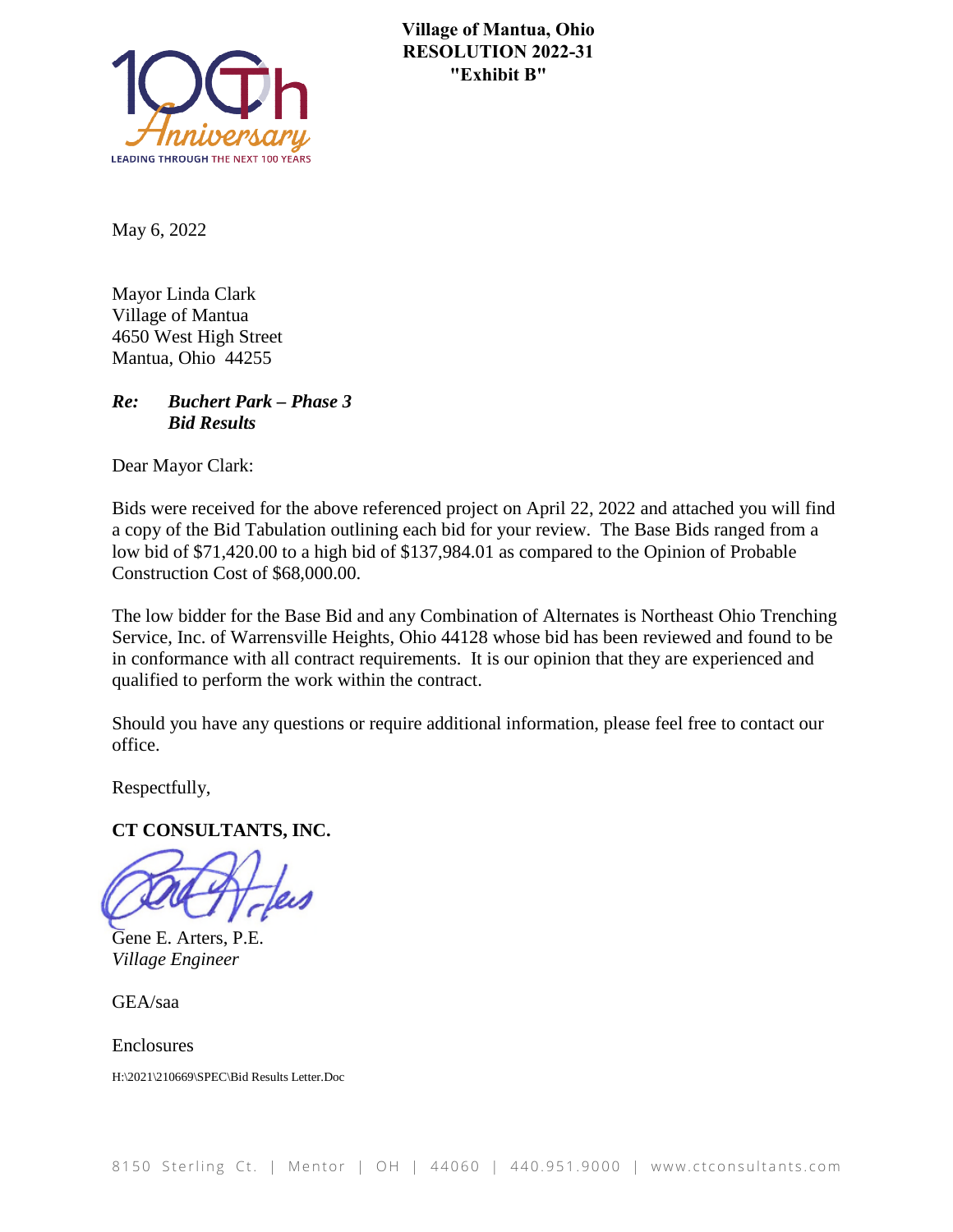**Village of Mantua, Ohio**
**RESOLUTION 2022-31**
**"Exhibit B"**

May 6, 2022

Mayor Linda Clark
Village of Mantua
4650 West High Street
Mantua, Ohio 44255

***Re: Buchert Park – Phase 3***
***Bid Results***

Dear Mayor Clark:

Bids were received for the above referenced project on April 22, 2022 and attached you will find a copy of the Bid Tabulation outlining each bid for your review. The Base Bids ranged from a low bid of $71,420.00 to a high bid of $137,984.01 as compared to the Opinion of Probable Construction Cost of $68,000.00.

The low bidder for the Base Bid and any Combination of Alternates is Northeast Ohio Trenching Service, Inc. of Warrensville Heights, Ohio 44128 whose bid has been reviewed and found to be in conformance with all contract requirements. It is our opinion that they are experienced and qualified to perform the work within the contract.

Should you have any questions or require additional information, please feel free to contact our office.

Respectfully,

**CT CONSULTANTS, INC.**

Gene E. Arters, P.E.
*Village Engineer*

GEA/saa

Enclosures

H:\2021\210669\SPEC\Bid Results Letter.Doc

8150 Sterling Ct. | Mentor | OH | 44060 | 440.951.9000 | www.ctconsultants.com